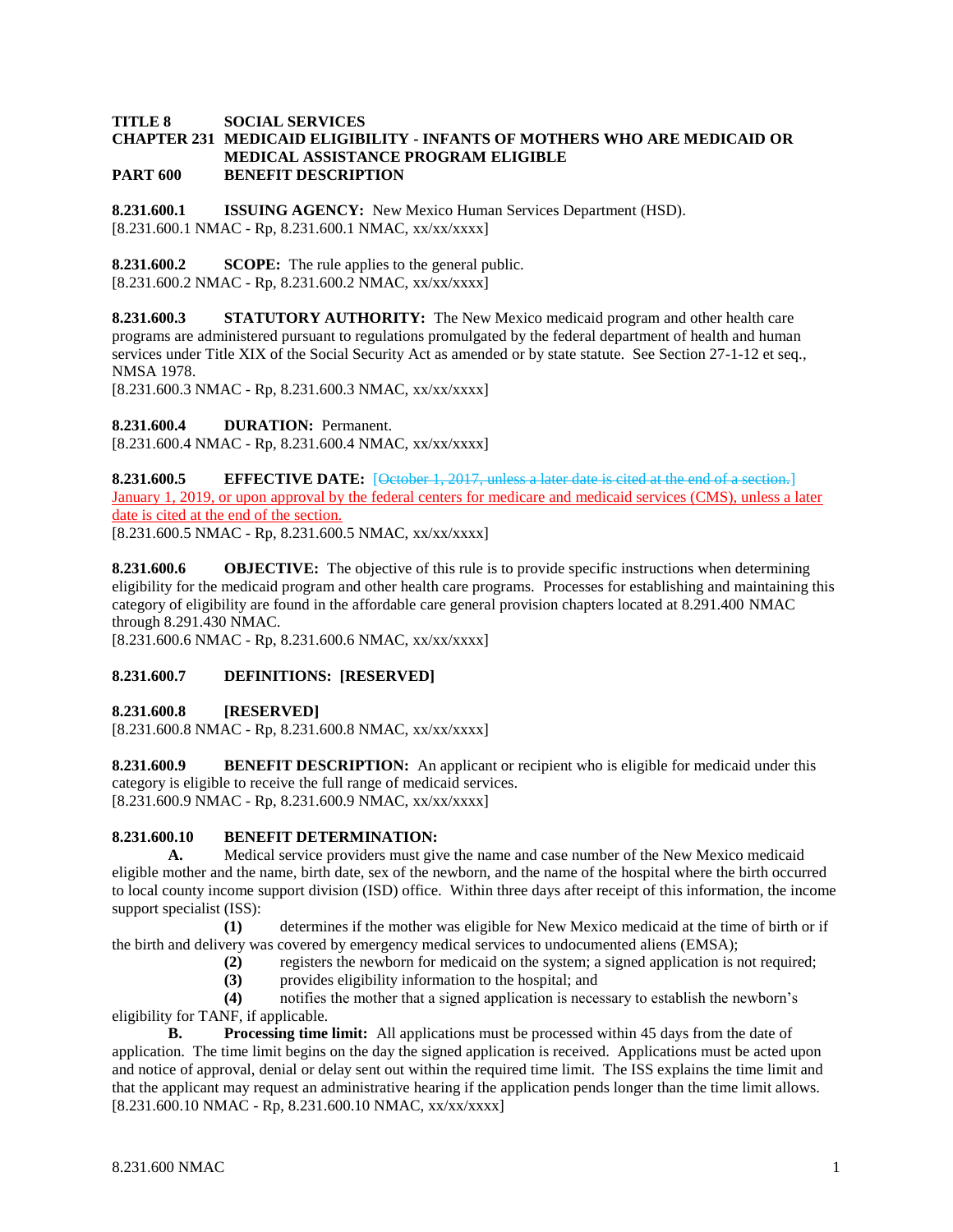**TITLE 8 SOCIAL SERVICES**
**CHAPTER 231 MEDICAID ELIGIBILITY - INFANTS OF MOTHERS WHO ARE MEDICAID OR MEDICAL ASSISTANCE PROGRAM ELIGIBLE**
**PART 600 BENEFIT DESCRIPTION**

**8.231.600.1 ISSUING AGENCY:** New Mexico Human Services Department (HSD).
[8.231.600.1 NMAC - Rp, 8.231.600.1 NMAC, xx/xx/xxxx]

**8.231.600.2 SCOPE:** The rule applies to the general public.
[8.231.600.2 NMAC - Rp, 8.231.600.2 NMAC, xx/xx/xxxx]

**8.231.600.3 STATUTORY AUTHORITY:** The New Mexico medicaid program and other health care programs are administered pursuant to regulations promulgated by the federal department of health and human services under Title XIX of the Social Security Act as amended or by state statute. See Section 27-1-12 et seq., NMSA 1978.
[8.231.600.3 NMAC - Rp, 8.231.600.3 NMAC, xx/xx/xxxx]

**8.231.600.4 DURATION:** Permanent.
[8.231.600.4 NMAC - Rp, 8.231.600.4 NMAC, xx/xx/xxxx]

**8.231.600.5 EFFECTIVE DATE:** [~~October 1, 2017, unless a later date is cited at the end of a section.~~] January 1, 2019, or upon approval by the federal centers for medicare and medicaid services (CMS), unless a later date is cited at the end of the section.
[8.231.600.5 NMAC - Rp, 8.231.600.5 NMAC, xx/xx/xxxx]

**8.231.600.6 OBJECTIVE:** The objective of this rule is to provide specific instructions when determining eligibility for the medicaid program and other health care programs. Processes for establishing and maintaining this category of eligibility are found in the affordable care general provision chapters located at 8.291.400 NMAC through 8.291.430 NMAC.
[8.231.600.6 NMAC - Rp, 8.231.600.6 NMAC, xx/xx/xxxx]

**8.231.600.7 DEFINITIONS: [RESERVED]**

**8.231.600.8 [RESERVED]**
[8.231.600.8 NMAC - Rp, 8.231.600.8 NMAC, xx/xx/xxxx]

**8.231.600.9 BENEFIT DESCRIPTION:** An applicant or recipient who is eligible for medicaid under this category is eligible to receive the full range of medicaid services.
[8.231.600.9 NMAC - Rp, 8.231.600.9 NMAC, xx/xx/xxxx]

**8.231.600.10 BENEFIT DETERMINATION:**

**A.** Medical service providers must give the name and case number of the New Mexico medicaid eligible mother and the name, birth date, sex of the newborn, and the name of the hospital where the birth occurred to local county income support division (ISD) office. Within three days after receipt of this information, the income support specialist (ISS):

**(1)** determines if the mother was eligible for New Mexico medicaid at the time of birth or if the birth and delivery was covered by emergency medical services to undocumented aliens (EMSA);

**(2)** registers the newborn for medicaid on the system; a signed application is not required;

**(3)** provides eligibility information to the hospital; and

**(4)** notifies the mother that a signed application is necessary to establish the newborn's eligibility for TANF, if applicable.

**B. Processing time limit:** All applications must be processed within 45 days from the date of application. The time limit begins on the day the signed application is received. Applications must be acted upon and notice of approval, denial or delay sent out within the required time limit. The ISS explains the time limit and that the applicant may request an administrative hearing if the application pends longer than the time limit allows.
[8.231.600.10 NMAC - Rp, 8.231.600.10 NMAC, xx/xx/xxxx]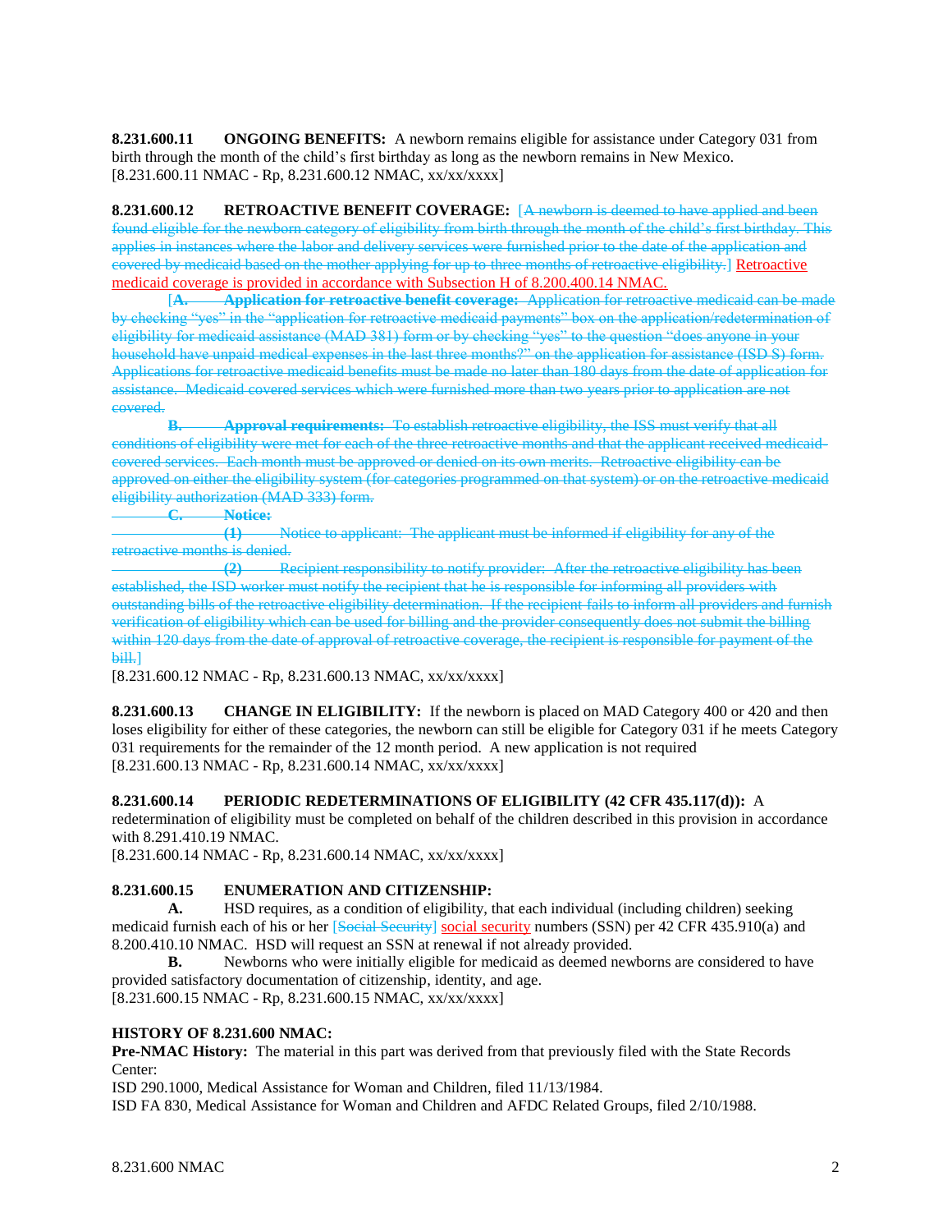**8.231.600.11 ONGOING BENEFITS:** A newborn remains eligible for assistance under Category 031 from birth through the month of the child's first birthday as long as the newborn remains in New Mexico.
[8.231.600.11 NMAC - Rp, 8.231.600.12 NMAC, xx/xx/xxxx]

**8.231.600.12 RETROACTIVE BENEFIT COVERAGE:** [~~A newborn is deemed to have applied and been found eligible for the newborn category of eligibility from birth through the month of the child's first birthday. This applies in instances where the labor and delivery services were furnished prior to the date of the application and covered by medicaid based on the mother applying for up to three months of retroactive eligibility.~~] Retroactive medicaid coverage is provided in accordance with Subsection H of 8.200.400.14 NMAC.

[~~**A. Application for retroactive benefit coverage:** Application for retroactive medicaid can be made by checking "yes" in the "application for retroactive medicaid payments" box on the application/redetermination of eligibility for medicaid assistance (MAD 381) form or by checking "yes" to the question "does anyone in your household have unpaid medical expenses in the last three months?" on the application for assistance (ISD S) form. Applications for retroactive medicaid benefits must be made no later than 180 days from the date of application for assistance. Medicaid covered services which were furnished more than two years prior to application are not covered.~~

~~**B. Approval requirements:** To establish retroactive eligibility, the ISS must verify that all conditions of eligibility were met for each of the three retroactive months and that the applicant received medicaid-covered services. Each month must be approved or denied on its own merits. Retroactive eligibility can be approved on either the eligibility system (for categories programmed on that system) or on the retroactive medicaid eligibility authorization (MAD 333) form.~~

~~**C. Notice:**~~

~~**(1)** Notice to applicant: The applicant must be informed if eligibility for any of the retroactive months is denied.~~

~~**(2)** Recipient responsibility to notify provider: After the retroactive eligibility has been established, the ISD worker must notify the recipient that he is responsible for informing all providers with outstanding bills of the retroactive eligibility determination. If the recipient fails to inform all providers and furnish verification of eligibility which can be used for billing and the provider consequently does not submit the billing within 120 days from the date of approval of retroactive coverage, the recipient is responsible for payment of the bill.~~]
[8.231.600.12 NMAC - Rp, 8.231.600.13 NMAC, xx/xx/xxxx]

**8.231.600.13 CHANGE IN ELIGIBILITY:** If the newborn is placed on MAD Category 400 or 420 and then loses eligibility for either of these categories, the newborn can still be eligible for Category 031 if he meets Category 031 requirements for the remainder of the 12 month period. A new application is not required
[8.231.600.13 NMAC - Rp, 8.231.600.14 NMAC, xx/xx/xxxx]

**8.231.600.14 PERIODIC REDETERMINATIONS OF ELIGIBILITY (42 CFR 435.117(d)):** A redetermination of eligibility must be completed on behalf of the children described in this provision in accordance with 8.291.410.19 NMAC.
[8.231.600.14 NMAC - Rp, 8.231.600.14 NMAC, xx/xx/xxxx]

**8.231.600.15 ENUMERATION AND CITIZENSHIP:**

**A.** HSD requires, as a condition of eligibility, that each individual (including children) seeking medicaid furnish each of his or her [~~Social Security~~] social security numbers (SSN) per 42 CFR 435.910(a) and 8.200.410.10 NMAC. HSD will request an SSN at renewal if not already provided.

**B.** Newborns who were initially eligible for medicaid as deemed newborns are considered to have provided satisfactory documentation of citizenship, identity, and age.
[8.231.600.15 NMAC - Rp, 8.231.600.15 NMAC, xx/xx/xxxx]

**HISTORY OF 8.231.600 NMAC:**
**Pre-NMAC History:** The material in this part was derived from that previously filed with the State Records Center:
ISD 290.1000, Medical Assistance for Woman and Children, filed 11/13/1984.
ISD FA 830, Medical Assistance for Woman and Children and AFDC Related Groups, filed 2/10/1988.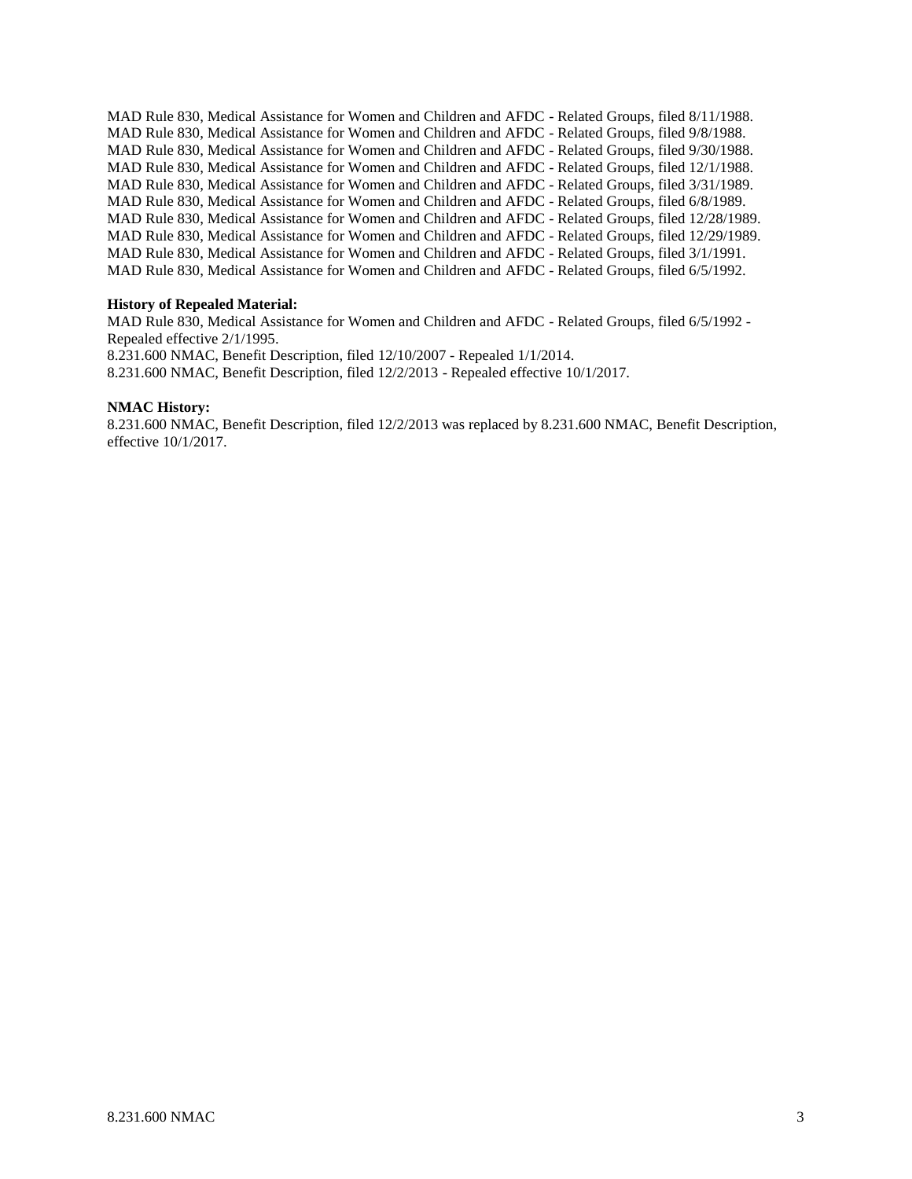MAD Rule 830, Medical Assistance for Women and Children and AFDC - Related Groups, filed 8/11/1988.
MAD Rule 830, Medical Assistance for Women and Children and AFDC - Related Groups, filed 9/8/1988.
MAD Rule 830, Medical Assistance for Women and Children and AFDC - Related Groups, filed 9/30/1988.
MAD Rule 830, Medical Assistance for Women and Children and AFDC - Related Groups, filed 12/1/1988.
MAD Rule 830, Medical Assistance for Women and Children and AFDC - Related Groups, filed 3/31/1989.
MAD Rule 830, Medical Assistance for Women and Children and AFDC - Related Groups, filed 6/8/1989.
MAD Rule 830, Medical Assistance for Women and Children and AFDC - Related Groups, filed 12/28/1989.
MAD Rule 830, Medical Assistance for Women and Children and AFDC - Related Groups, filed 12/29/1989.
MAD Rule 830, Medical Assistance for Women and Children and AFDC - Related Groups, filed 3/1/1991.
MAD Rule 830, Medical Assistance for Women and Children and AFDC - Related Groups, filed 6/5/1992.

**History of Repealed Material:**
MAD Rule 830, Medical Assistance for Women and Children and AFDC - Related Groups, filed 6/5/1992 - Repealed effective 2/1/1995.
8.231.600 NMAC, Benefit Description, filed 12/10/2007 - Repealed 1/1/2014.
8.231.600 NMAC, Benefit Description, filed 12/2/2013 - Repealed effective 10/1/2017.

**NMAC History:**
8.231.600 NMAC, Benefit Description, filed 12/2/2013 was replaced by 8.231.600 NMAC, Benefit Description, effective 10/1/2017.